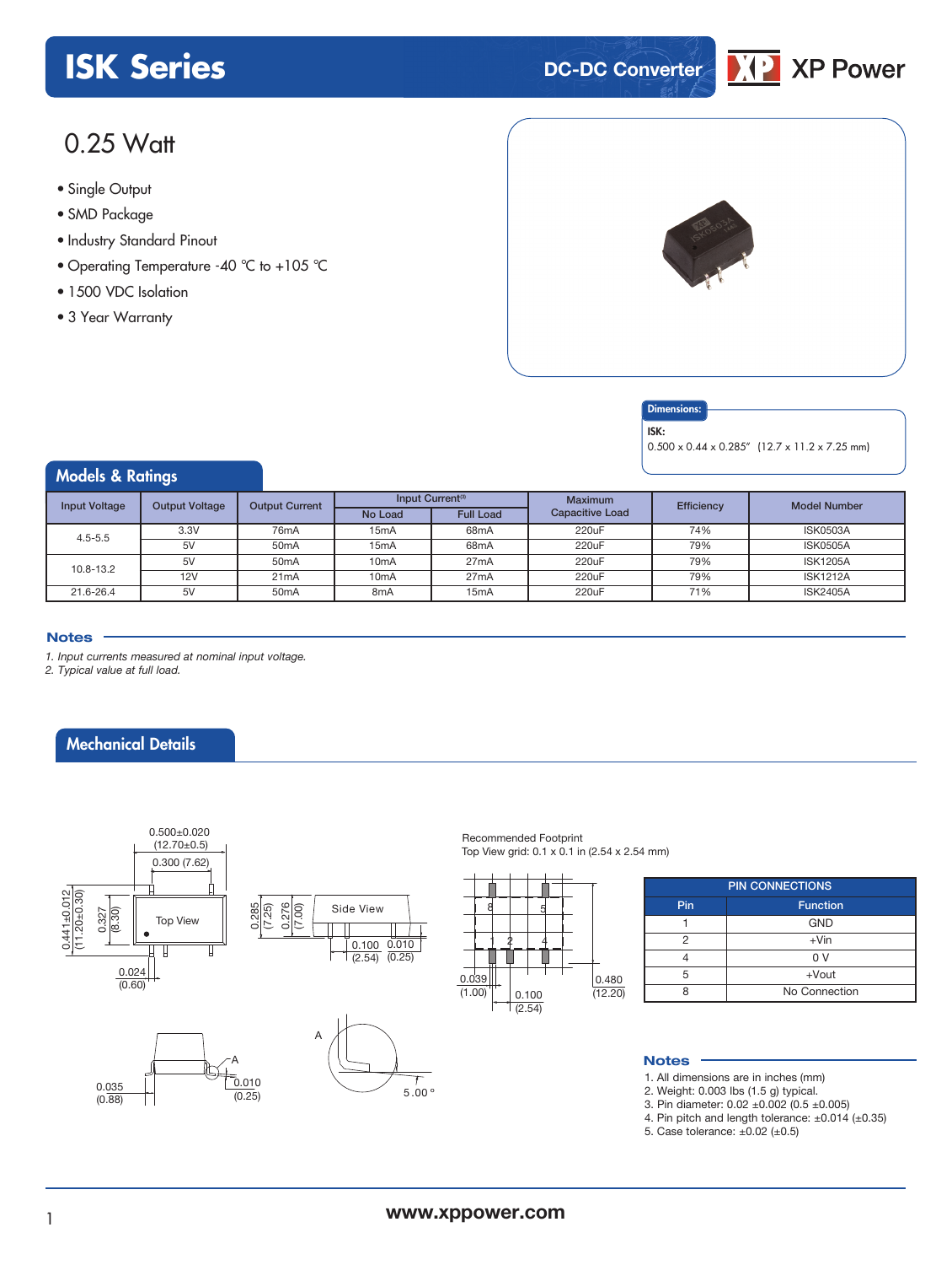# ISK Series

DC-DC Converter

XP Power

## 0.25 Watt

- Single Output
- SMD Package
- Industry Standard Pinout
- Operating Temperature -40 °C to +105 °C
- 1500 VDC Isolation
- 3 Year Warranty

**Dimensions:**

**ISK:**
0.500 x 0.44 x 0.285" (12.7 x 11.2 x 7.25 mm)

## Models & Ratings

| Input Voltage | Output Voltage | Output Current | Input Current[1] | | Maximum Capacitive Load | Efficiency | Model Number |
|---|---|---|---|---|---|---|---|
| | | | No Load | Full Load | | | |
| 4.5-5.5 | 3.3V | 76mA | 15mA | 68mA | 220uF | 74% | ISK0503A |
| | 5V | 50mA | 15mA | 68mA | 220uF | 79% | ISK0505A |
| 10.8-13.2 | 5V | 50mA | 10mA | 27mA | 220uF | 79% | ISK1205A |
| | 12V | 21mA | 10mA | 27mA | 220uF | 79% | ISK1212A |
| 21.6-26.4 | 5V | 50mA | 8mA | 15mA | 220uF | 71% | ISK2405A |

### Notes

*1. Input currents measured at nominal input voltage.*
*2. Typical value at full load.*

## Mechanical Details

Top View: 0.500±0.020 (12.70±0.5); 0.300 (7.62); 0.441±0.012 (11.20±0.30); 0.327 (8.30); 0.024 (0.60)

Side View: 0.285 (7.25); 0.276 (7.00); 0.100 (2.54); 0.010 (0.25)

0.035 (0.88); 0.010 (0.25); A; 5.00°

Recommended Footprint
Top View grid: 0.1 x 0.1 in (2.54 x 2.54 mm)

0.039 (1.00); 0.100 (2.54); 0.480 (12.20)

| PIN CONNECTIONS | |
|---|---|
| Pin | Function |
| 1 | GND |
| 2 | +Vin |
| 4 | 0 V |
| 5 | +Vout |
| 8 | No Connection |

### Notes

1. All dimensions are in inches (mm)
2. Weight: 0.003 lbs (1.5 g) typical.
3. Pin diameter: 0.02 ±0.002 (0.5 ±0.005)
4. Pin pitch and length tolerance: ±0.014 (±0.35)
5. Case tolerance: ±0.02 (±0.5)

www.xppower.com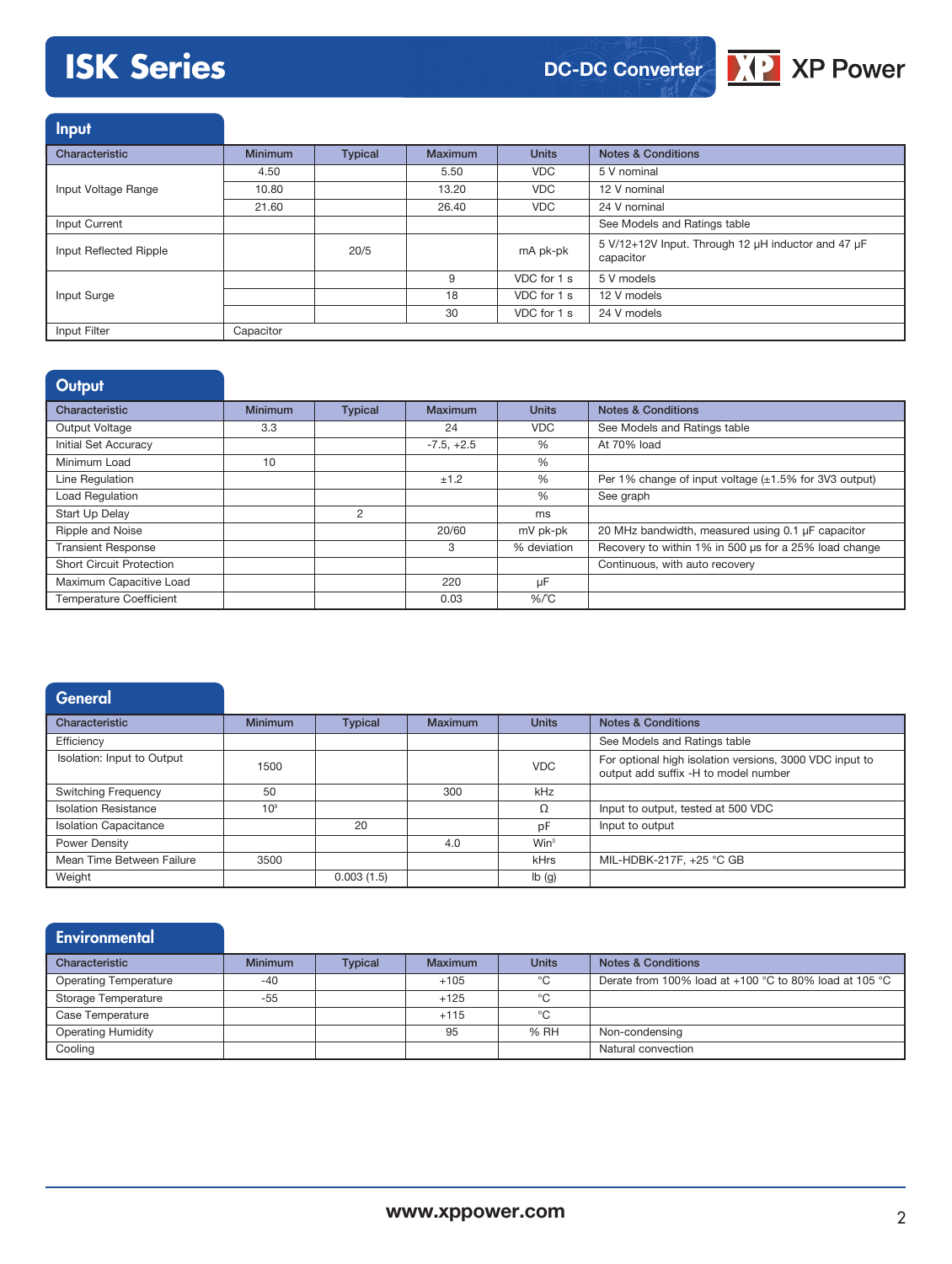# ISK Series

## DC-DC Converter

## Input

| Characteristic | Minimum | Typical | Maximum | Units | Notes & Conditions |
|---|---|---|---|---|---|
| Input Voltage Range | 4.50 | | 5.50 | VDC | 5 V nominal |
| | 10.80 | | 13.20 | VDC | 12 V nominal |
| | 21.60 | | 26.40 | VDC | 24 V nominal |
| Input Current | | | | | See Models and Ratings table |
| Input Reflected Ripple | | 20/5 | | mA pk-pk | 5 V/12+12V Input. Through 12 µH inductor and 47 µF capacitor |
| Input Surge | | | 9 | VDC for 1 s | 5 V models |
| | | | 18 | VDC for 1 s | 12 V models |
| | | | 30 | VDC for 1 s | 24 V models |
| Input Filter | Capacitor | | | | |

## Output

| Characteristic | Minimum | Typical | Maximum | Units | Notes & Conditions |
|---|---|---|---|---|---|
| Output Voltage | 3.3 | | 24 | VDC | See Models and Ratings table |
| Initial Set Accuracy | | | -7.5, +2.5 | % | At 70% load |
| Minimum Load | 10 | | | % | |
| Line Regulation | | | ±1.2 | % | Per 1% change of input voltage (±1.5% for 3V3 output) |
| Load Regulation | | | | % | See graph |
| Start Up Delay | | 2 | | ms | |
| Ripple and Noise | | | 20/60 | mV pk-pk | 20 MHz bandwidth, measured using 0.1 µF capacitor |
| Transient Response | | | 3 | % deviation | Recovery to within 1% in 500 µs for a 25% load change |
| Short Circuit Protection | | | | | Continuous, with auto recovery |
| Maximum Capacitive Load | | | 220 | µF | |
| Temperature Coefficient | | | 0.03 | %/°C | |

## General

| Characteristic | Minimum | Typical | Maximum | Units | Notes & Conditions |
|---|---|---|---|---|---|
| Efficiency | | | | | See Models and Ratings table |
| Isolation: Input to Output | 1500 | | | VDC | For optional high isolation versions, 3000 VDC input to output add suffix -H to model number |
| Switching Frequency | 50 | | 300 | kHz | |
| Isolation Resistance | $10^9$ | | | Ω | Input to output, tested at 500 VDC |
| Isolation Capacitance | | 20 | | pF | Input to output |
| Power Density | | | 4.0 | $Win^3$ | |
| Mean Time Between Failure | 3500 | | | kHrs | MIL-HDBK-217F, +25 °C GB |
| Weight | | 0.003 (1.5) | | lb (g) | |

## Environmental

| Characteristic | Minimum | Typical | Maximum | Units | Notes & Conditions |
|---|---|---|---|---|---|
| Operating Temperature | -40 | | +105 | °C | Derate from 100% load at +100 °C to 80% load at 105 °C |
| Storage Temperature | -55 | | +125 | °C | |
| Case Temperature | | | +115 | °C | |
| Operating Humidity | | | 95 | % RH | Non-condensing |
| Cooling | | | | | Natural convection |

www.xppower.com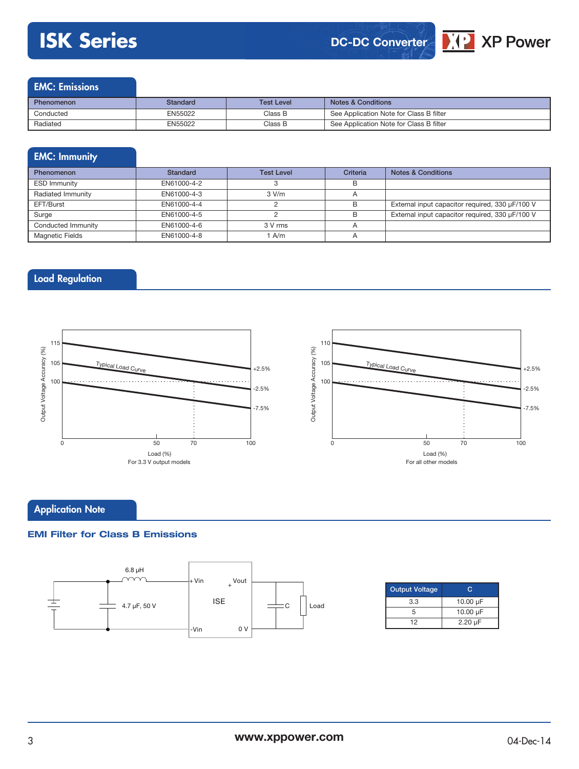## EMC: Emissions

| Phenomenon | Standard | Test Level | Notes & Conditions |
|---|---|---|---|
| Conducted | EN55022 | Class B | See Application Note for Class B filter |
| Radiated | EN55022 | Class B | See Application Note for Class B filter |

## EMC: Immunity

| Phenomenon | Standard | Test Level | Criteria | Notes & Conditions |
|---|---|---|---|---|
| ESD Immunity | EN61000-4-2 | 3 | B | |
| Radiated Immunity | EN61000-4-3 | 3 V/m | A | |
| EFT/Burst | EN61000-4-4 | 2 | B | External input capacitor required, 330 µF/100 V |
| Surge | EN61000-4-5 | 2 | B | External input capacitor required, 330 µF/100 V |
| Conducted Immunity | EN61000-4-6 | 3 V rms | A | |
| Magnetic Fields | EN61000-4-8 | 1 A/m | A | |

## Load Regulation

Output Voltage Accuracy (%)
115
105
100
Typical Load Curve
+2.5%
-2.5%
-7.5%
0 50 70 100
Load (%)
For 3.3 V output models

Output Voltage Accuracy (%)
110
105
100
Typical Load Curve
+2.5%
-2.5%
-7.5%
0 50 70 100
Load (%)
For all other models

## Application Note

### EMI Filter for Class B Emissions

6.8 µH
4.7 µF, 50 V
+Vin
-Vin
ISE
Vout
0 V
C
Load

| Output Voltage | C |
|---|---|
| 3.3 | 10.00 µF |
| 5 | 10.00 µF |
| 12 | 2.20 µF |